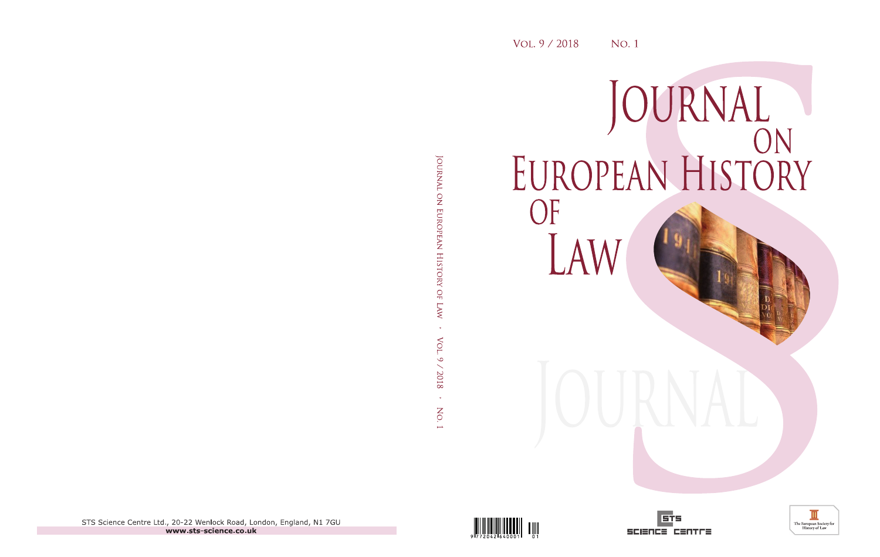Vol. 9 / 2018 No. 1

# Journal on European History of Law

Journal on European History of Law · Vol. 9 / 2018 · No. 1

STS Science Centre Ltd., 20-22 Wenlock Road, London, England, N1 7GU

**www.sts-science.co.uk**

STS Science Centre

The European Society for History of Law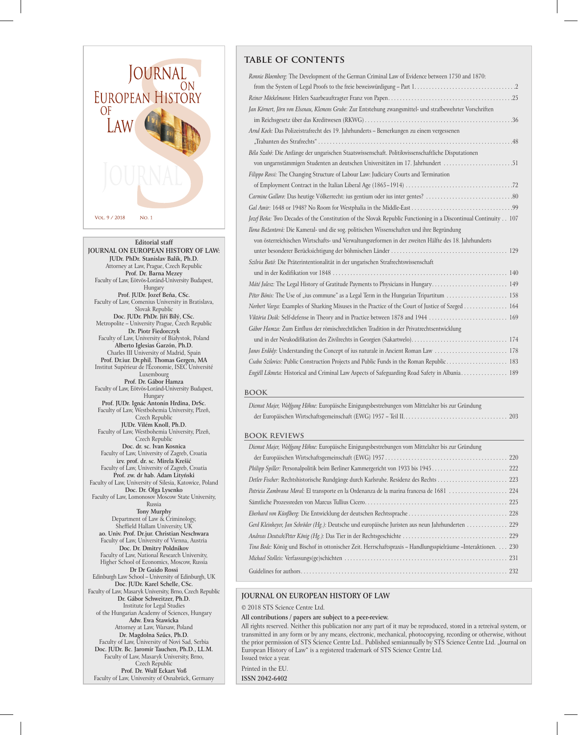# Journal on European History of Law

Vol. 9 / 2018 No. 1

**Editorial staff**

**JOURNAL ON EUROPEAN HISTORY OF LAW:**

**JUDr. PhDr. Stanislav Balík, Ph.D.**
Attorney at Law, Prague, Czech Republic

**Prof. Dr. Barna Mezey**
Faculty of Law, Eötvös-Loránd-University Budapest, Hungary

**Prof. JUDr. Jozef Beňa, CSc.**
Faculty of Law, Comenius University in Bratislava, Slovak Republic

**Doc. JUDr. PhDr. Jiří Bílý, CSc.**
Metropolite – University Prague, Czech Republic

**Dr. Piotr Fiedorczyk**
Faculty of Law, University of Białystok, Poland

**Alberto Iglesias Garzón, Ph.D.**
Charles III University of Madrid, Spain

**Prof. Dr.iur. Dr.phil. Thomas Gergen, MA**
Institut Supérieur de l'Économie, ISEC Université Luxembourg

**Prof. Dr. Gábor Hamza**
Faculty of Law, Eötvös-Loránd-University Budapest, Hungary

**Prof. JUDr. Ignác Antonín Hrdina, DrSc.**
Faculty of Law, Westbohemia University, Plzeň, Czech Republic

**JUDr. Vilém Knoll, Ph.D.**
Faculty of Law, Westbohemia University, Plzeň, Czech Republic

**Doc. dr. sc. Ivan Kosnica**
Faculty of Law, University of Zagreb, Croatia

**izv. prof. dr. sc. Mirela Krešić**
Faculty of Law, University of Zagreb, Croatia

**Prof. zw. dr hab. Adam Lityński**
Faculty of Law, University of Silesia, Katowice, Poland

**Doc. Dr. Olga Lysenko**
Faculty of Law, Lomonosov Moscow State University, Russia

**Tony Murphy**
Department of Law & Criminology, Sheffield Hallam University, UK

**ao. Univ. Prof. Dr.jur. Christian Neschwara**
Faculty of Law, University of Vienna, Austria

**Doc. Dr. Dmitry Poldnikov**
Faculty of Law, National Research University, Higher School of Economics, Moscow, Russia

**Dr Dr Guido Rossi**
Edinburgh Law School – University of Edinburgh, UK

**Doc. JUDr. Karel Schelle, CSc.**
Faculty of Law, Masaryk University, Brno, Czech Republic

**Dr. Gábor Schweitzer, Ph.D.**
Institute for Legal Studies of the Hungarian Academy of Sciences, Hungary

**Adw. Ewa Stawicka**
Attorney at Law, Warsaw, Poland

**Dr. Magdolna Szűcs, Ph.D.**
Faculty of Law, University of Novi Sad, Serbia

**Doc. JUDr. Bc. Jaromír Tauchen, Ph.D., LL.M.**
Faculty of Law, Masaryk University, Brno, Czech Republic

**Prof. Dr. Wulf Eckart Voß**
Faculty of Law, University of Osnabrück, Germany

## TABLE OF CONTENTS

*Ronnie Bloemberg:* The Development of the German Criminal Law of Evidence between 1750 and 1870: from the System of Legal Proofs to the freie beweiswürdigung – Part 1 . . . . . 2

*Reiner Möckelmann:* Hitlers Saarbeauftragter Franz von Papen . . . . . 25

*Jan Körnert, Jörn von Elsenau, Klemens Grube:* Zur Entstehung zwangsmittel- und strafbewehrter Vorschriften im Reichsgesetz über das Kreditwesen (RKWG) . . . . . 36

*Arnd Koch:* Das Polizeistrafrecht des 19. Jahrhunderts – Bemerkungen zu einem vergessenen „Trabanten des Strafrechts" . . . . . 48

*Béla Szabó:* Die Anfänge der ungarischen Staatswissenschaft. Politikwissenschaftliche Disputationen von ungarnstämmigen Studenten an deutschen Universitäten im 17. Jahrhundert . . . . . 51

*Filippo Rossi:* The Changing Structure of Labour Law: Judiciary Courts and Termination of Employment Contract in the Italian Liberal Age (1865–1914) . . . . . 72

*Carmine Galloro:* Das heutige Völkerrecht: ius gentium oder ius inter gentes? . . . . . 80

*Gal Amir:* 1648 or 1948? No Room for Westphalia in the Middle-East . . . . . 99

*Jozef Beňa:* Two Decades of the Constitution of the Slovak Republic Functioning in a Discontinual Continuity . . 107

*Ilona Bažantová:* Die Kameral- und die sog. politischen Wissenschaften und ihre Begründung von österreichischen Wirtschafts- und Verwaltungsreformen in der zweiten Hälfte des 18. Jahrhunderts unter besonderer Berücksichtigung der böhmischen Länder . . . . . 129

*Szilvia Bató:* Die Präterintentionalität in der ungarischen Strafrechtswissenschaft und in der Kodifikation vor 1848 . . . . . 140

*Máté Julesz:* The Legal History of Gratitude Payments to Physicians in Hungary . . . . . 149

*Péter Bónis:* The Use of „ius commune" as a Legal Term in the Hungarian Tripartitum . . . . . 158

*Norbert Varga:* Examples of Sharking Misuses in the Practice of the Court of Justice of Szeged . . . . . 164

*Viktória Deák:* Self-defense in Theory and in Practice between 1878 and 1944 . . . . . 169

*Gábor Hamza:* Zum Einfluss der römischrechtlichen Tradition in der Privatrechtsentwicklung und in der Neukodifikation des Zivilrechts in Georgien (Sakartwelo) . . . . . 174

*Janos Erdődy:* Understanding the Concept of ius naturale in Ancient Roman Law . . . . . 178

*Csaba Szilovics:* Public Construction Projects and Public Funds in the Roman Republic . . . . . 183

*Engjëll Likmeta:* Historical and Criminal Law Aspects of Safeguarding Road Safety in Albania . . . . . 189

## BOOK

*Diemut Majer, Wolfgang Höhne:* Europäische Einigungsbestrebungen vom Mittelalter bis zur Gründung der Europäischen Wirtschaftsgemeinschaft (EWG) 1957 – Teil II . . . . . 203

## BOOK REVIEWS

*Diemut Majer, Wolfgang Höhne:* Europäische Einigungsbestrebungen vom Mittelalter bis zur Gründung der Europäischen Wirtschaftsgemeinschaft (EWG) 1957 . . . . . 220

*Philipp Spiller:* Personalpolitik beim Berliner Kammergericht von 1933 bis 1945 . . . . . 222

*Detlev Fischer:* Rechtshistorische Rundgänge durch Karlsruhe. Residenz des Rechts . . . . . 223

*Patricia Zambrana Moral:* El transporte en la Ordenanza de la marina francesa de 1681 . . . . . 224

Sämtliche Prozessreden von Marcus Tullius Cicero . . . . . 225

*Eberhard von Künßberg:* Die Entwicklung der deutschen Rechtssprache . . . . . 228

*Gerd Kleinheyer, Jan Schröder (Hg.):* Deutsche und europäische Juristen aus neun Jahrhunderten . . . . . 229

*Andreas Deutsch/Peter König (Hg.):* Das Tier in der Rechtsgeschichte . . . . . 229

*Tina Bode:* König und Bischof in ottonischer Zeit. Herrschaftspraxis – Handlungsspielräume –Interaktionen. . . . 230

*Michael Stolleis:* Verfassungs(ge)schichten . . . . . 231

Guidelines for authors . . . . . 232

**JOURNAL ON EUROPEAN HISTORY OF LAW**

© 2018 STS Science Centre Ltd.

**All contributions / papers are subject to a peer-review.**

All rights reserved. Neither this publication nor any part of it may be reproduced, stored in a retreival system, or transmitted in any form or by any means, electronic, mechanical, photocopying, recording or otherwise, without the prior permission of STS Science Centre Ltd.. Published semiannually by STS Science Centre Ltd. „Journal on European History of Law" is a registered trademark of STS Science Centre Ltd.

Issued twice a year.

Printed in the EU.

**ISSN 2042-6402**